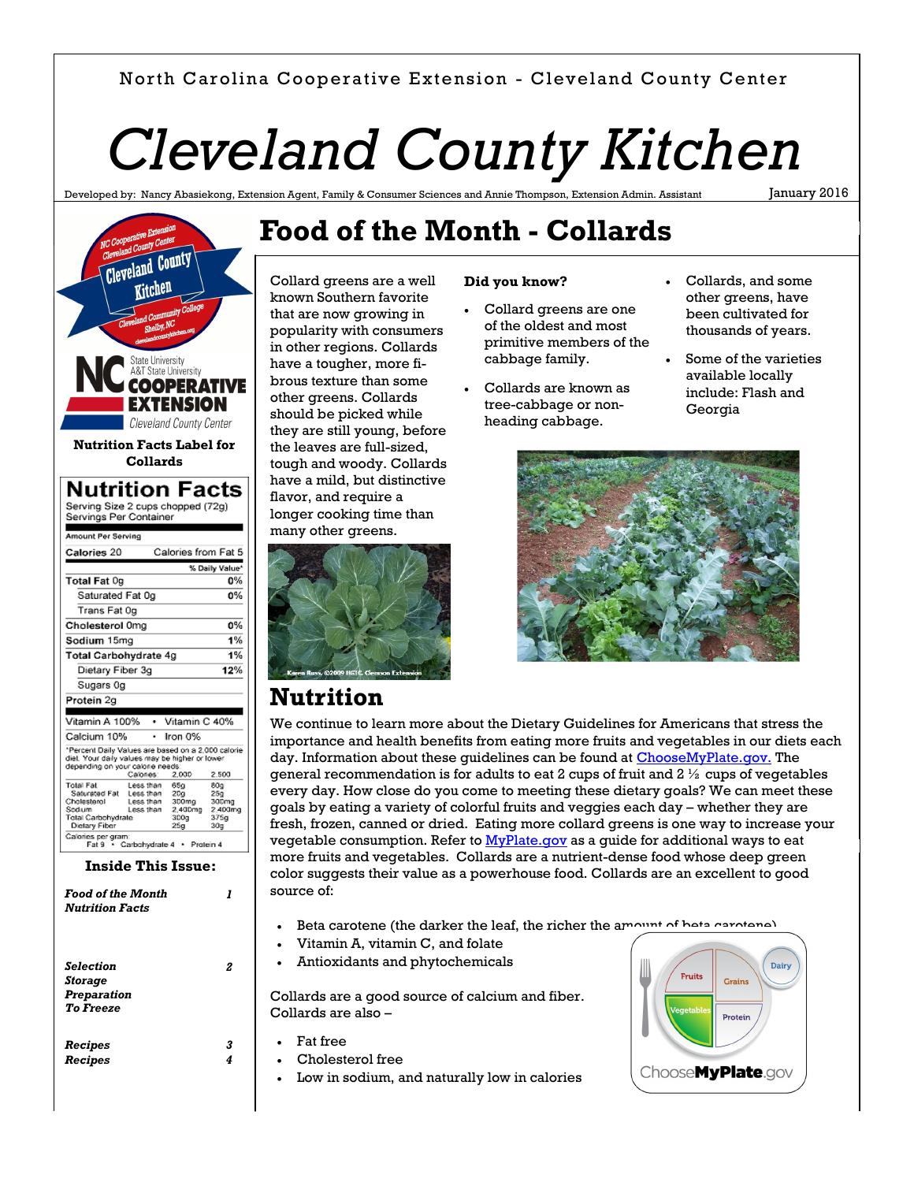North Carolina Cooperative Extension - Cleveland County Center

# Cleveland County Kitchen

Developed by: Nancy Abasiekong, Extension Agent, Family & Consumer Sciences and Annie Thompson, Extension Admin. Assistant

January 2016

## Food of the Month - Collards

Collard greens are a well known Southern favorite that are now growing in popularity with consumers in other regions. Collards have a tougher, more fibrous texture than some other greens. Collards should be picked while they are still young, before the leaves are full-sized, tough and woody. Collards have a mild, but distinctive flavor, and require a longer cooking time than many other greens.

**Did you know?**

- Collard greens are one of the oldest and most primitive members of the cabbage family.
- Collards are known as tree-cabbage or non-heading cabbage.
- Collards, and some other greens, have been cultivated for thousands of years.
- Some of the varieties available locally include: Flash and Georgia

Karen Russ, ©2009 HGIC, Clemson Extension

## Nutrition

We continue to learn more about the Dietary Guidelines for Americans that stress the importance and health benefits from eating more fruits and vegetables in our diets each day. Information about these guidelines can be found at ChooseMyPlate.gov. The general recommendation is for adults to eat 2 cups of fruit and 2 ½ cups of vegetables every day. How close do you come to meeting these dietary goals? We can meet these goals by eating a variety of colorful fruits and veggies each day – whether they are fresh, frozen, canned or dried. Eating more collard greens is one way to increase your vegetable consumption. Refer to MyPlate.gov as a guide for additional ways to eat more fruits and vegetables. Collards are a nutrient-dense food whose deep green color suggests their value as a powerhouse food. Collards are an excellent to good source of:

- Beta carotene (the darker the leaf, the richer the amount of beta carotene)
- Vitamin A, vitamin C, and folate
- Antioxidants and phytochemicals

Collards are a good source of calcium and fiber. Collards are also –

- Fat free
- Cholesterol free
- Low in sodium, and naturally low in calories

**Nutrition Facts Label for Collards**

### Nutrition Facts

Serving Size 2 cups chopped (72g)
Servings Per Container

| Amount Per Serving | |
|---|---|
| Calories 20 | Calories from Fat 5 |
| | % Daily Value* |
| Total Fat 0g | 0% |
| Saturated Fat 0g | 0% |
| Trans Fat 0g | |
| Cholesterol 0mg | 0% |
| Sodium 15mg | 1% |
| Total Carbohydrate 4g | 1% |
| Dietary Fiber 3g | 12% |
| Sugars 0g | |
| Protein 2g | |
| Vitamin A 100% | Vitamin C 40% |
| Calcium 10% | Iron 0% |

*Percent Daily Values are based on a 2,000 calorie diet. Your daily values may be higher or lower depending on your calorie needs.

| | Calories: | 2,000 | 2,500 |
|---|---|---|---|
| Total Fat | Less than | 65g | 80g |
| Saturated Fat | Less than | 20g | 25g |
| Cholesterol | Less than | 300mg | 300mg |
| Sodium | Less than | 2,400mg | 2,400mg |
| Total Carbohydrate | | 300g | 375g |
| Dietary Fiber | | 25g | 30g |

Calories per gram: Fat 9 • Carbohydrate 4 • Protein 4

**Inside This Issue:**

| | |
|---|---|
| *Food of the Month* *Nutrition Facts* | 1 |
| *Selection* *Storage* *Preparation* *To Freeze* | 2 |
| *Recipes* | 3 |
| *Recipes* | 4 |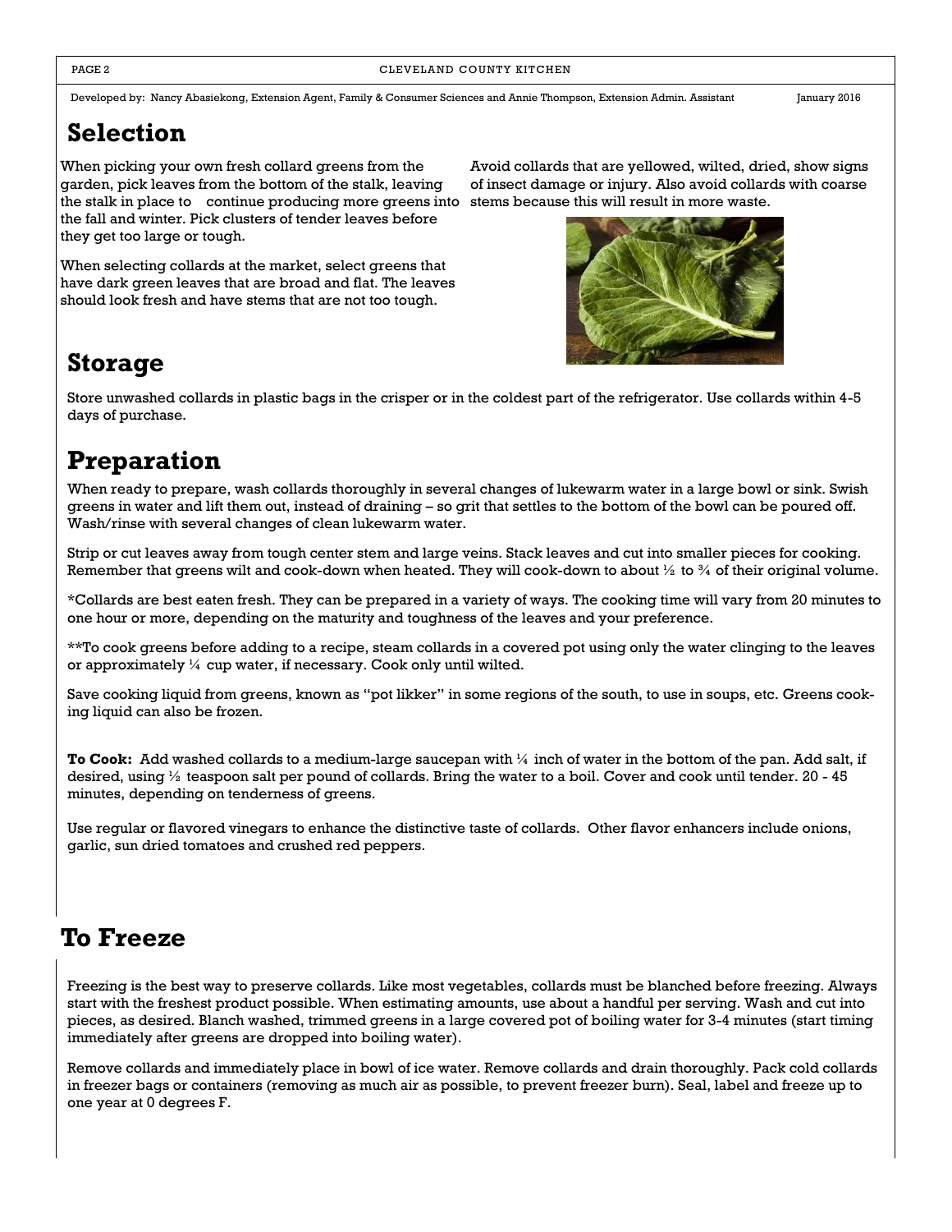Developed by: Nancy Abasiekong, Extension Agent, Family & Consumer Sciences and Annie Thompson, Extension Admin. Assistant January 2016

## Selection

When picking your own fresh collard greens from the garden, pick leaves from the bottom of the stalk, leaving the stalk in place to continue producing more greens into the fall and winter. Pick clusters of tender leaves before they get too large or tough.

When selecting collards at the market, select greens that have dark green leaves that are broad and flat. The leaves should look fresh and have stems that are not too tough.

Avoid collards that are yellowed, wilted, dried, show signs of insect damage or injury. Also avoid collards with coarse stems because this will result in more waste.

## Storage

Store unwashed collards in plastic bags in the crisper or in the coldest part of the refrigerator. Use collards within 4-5 days of purchase.

## Preparation

When ready to prepare, wash collards thoroughly in several changes of lukewarm water in a large bowl or sink. Swish greens in water and lift them out, instead of draining – so grit that settles to the bottom of the bowl can be poured off. Wash/rinse with several changes of clean lukewarm water.

Strip or cut leaves away from tough center stem and large veins. Stack leaves and cut into smaller pieces for cooking. Remember that greens wilt and cook-down when heated. They will cook-down to about ½ to ¾ of their original volume.

*Collards are best eaten fresh. They can be prepared in a variety of ways. The cooking time will vary from 20 minutes to one hour or more, depending on the maturity and toughness of the leaves and your preference.

**To cook greens before adding to a recipe, steam collards in a covered pot using only the water clinging to the leaves or approximately ¼ cup water, if necessary. Cook only until wilted.

Save cooking liquid from greens, known as "pot likker" in some regions of the south, to use in soups, etc. Greens cooking liquid can also be frozen.

**To Cook:** Add washed collards to a medium-large saucepan with ¼ inch of water in the bottom of the pan. Add salt, if desired, using ½ teaspoon salt per pound of collards. Bring the water to a boil. Cover and cook until tender. 20 - 45 minutes, depending on tenderness of greens.

Use regular or flavored vinegars to enhance the distinctive taste of collards. Other flavor enhancers include onions, garlic, sun dried tomatoes and crushed red peppers.

## To Freeze

Freezing is the best way to preserve collards. Like most vegetables, collards must be blanched before freezing. Always start with the freshest product possible. When estimating amounts, use about a handful per serving. Wash and cut into pieces, as desired. Blanch washed, trimmed greens in a large covered pot of boiling water for 3-4 minutes (start timing immediately after greens are dropped into boiling water).

Remove collards and immediately place in bowl of ice water. Remove collards and drain thoroughly. Pack cold collards in freezer bags or containers (removing as much air as possible, to prevent freezer burn). Seal, label and freeze up to one year at 0 degrees F.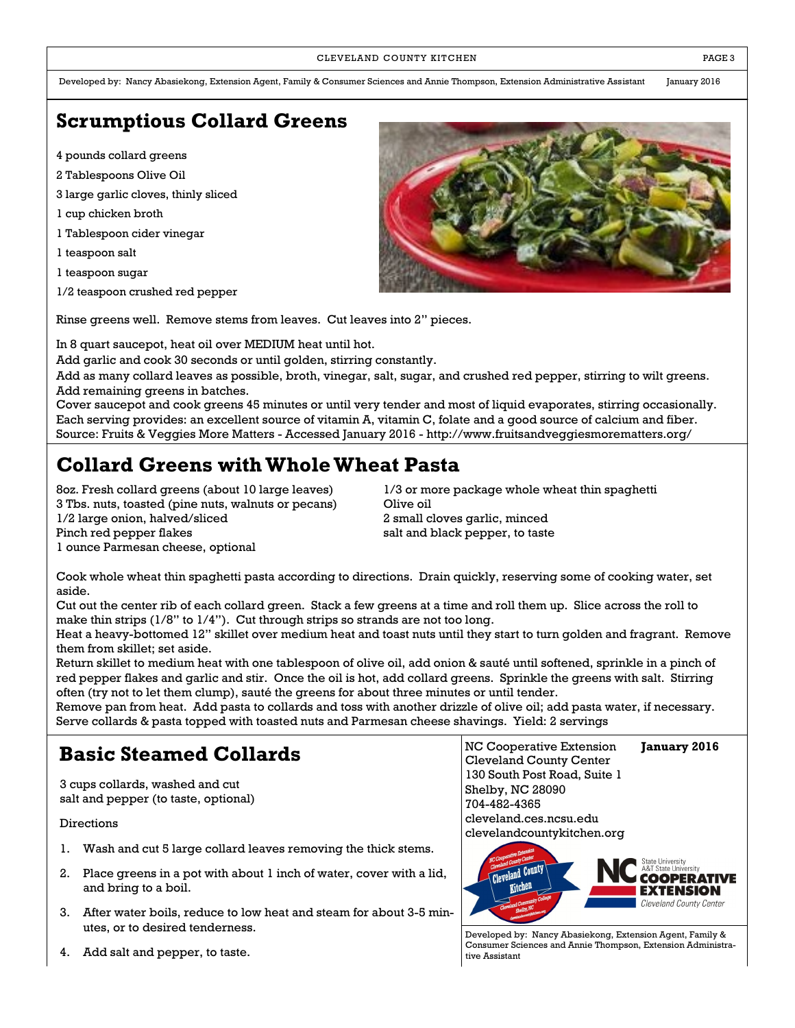Developed by: Nancy Abasiekong, Extension Agent, Family & Consumer Sciences and Annie Thompson, Extension Administrative Assistant January 2016

## Scrumptious Collard Greens

4 pounds collard greens

2 Tablespoons Olive Oil

3 large garlic cloves, thinly sliced

1 cup chicken broth

1 Tablespoon cider vinegar

1 teaspoon salt

1 teaspoon sugar

1/2 teaspoon crushed red pepper

Rinse greens well. Remove stems from leaves. Cut leaves into 2" pieces.

In 8 quart saucepot, heat oil over MEDIUM heat until hot.
Add garlic and cook 30 seconds or until golden, stirring constantly.
Add as many collard leaves as possible, broth, vinegar, salt, sugar, and crushed red pepper, stirring to wilt greens.
Add remaining greens in batches.
Cover saucepot and cook greens 45 minutes or until very tender and most of liquid evaporates, stirring occasionally.
Each serving provides: an excellent source of vitamin A, vitamin C, folate and a good source of calcium and fiber.
Source: Fruits & Veggies More Matters - Accessed January 2016 - http://www.fruitsandveggiesmorematters.org/

## Collard Greens with Whole Wheat Pasta

8oz. Fresh collard greens (about 10 large leaves)
3 Tbs. nuts, toasted (pine nuts, walnuts or pecans)
1/2 large onion, halved/sliced
Pinch red pepper flakes
1 ounce Parmesan cheese, optional
1/3 or more package whole wheat thin spaghetti
Olive oil
2 small cloves garlic, minced
salt and black pepper, to taste

Cook whole wheat thin spaghetti pasta according to directions. Drain quickly, reserving some of cooking water, set aside.
Cut out the center rib of each collard green. Stack a few greens at a time and roll them up. Slice across the roll to make thin strips (1/8" to 1/4"). Cut through strips so strands are not too long.
Heat a heavy-bottomed 12" skillet over medium heat and toast nuts until they start to turn golden and fragrant. Remove them from skillet; set aside.
Return skillet to medium heat with one tablespoon of olive oil, add onion & sauté until softened, sprinkle in a pinch of red pepper flakes and garlic and stir. Once the oil is hot, add collard greens. Sprinkle the greens with salt. Stirring often (try not to let them clump), sauté the greens for about three minutes or until tender.
Remove pan from heat. Add pasta to collards and toss with another drizzle of olive oil; add pasta water, if necessary.
Serve collards & pasta topped with toasted nuts and Parmesan cheese shavings. Yield: 2 servings

## Basic Steamed Collards

3 cups collards, washed and cut
salt and pepper (to taste, optional)

Directions

1. Wash and cut 5 large collard leaves removing the thick stems.
2. Place greens in a pot with about 1 inch of water, cover with a lid, and bring to a boil.
3. After water boils, reduce to low heat and steam for about 3-5 minutes, or to desired tenderness.
4. Add salt and pepper, to taste.

NC Cooperative Extension **January 2016**
Cleveland County Center
130 South Post Road, Suite 1
Shelby, NC 28090
704-482-4365
cleveland.ces.ncsu.edu
clevelandcountykitchen.org

Developed by: Nancy Abasiekong, Extension Agent, Family & Consumer Sciences and Annie Thompson, Extension Administrative Assistant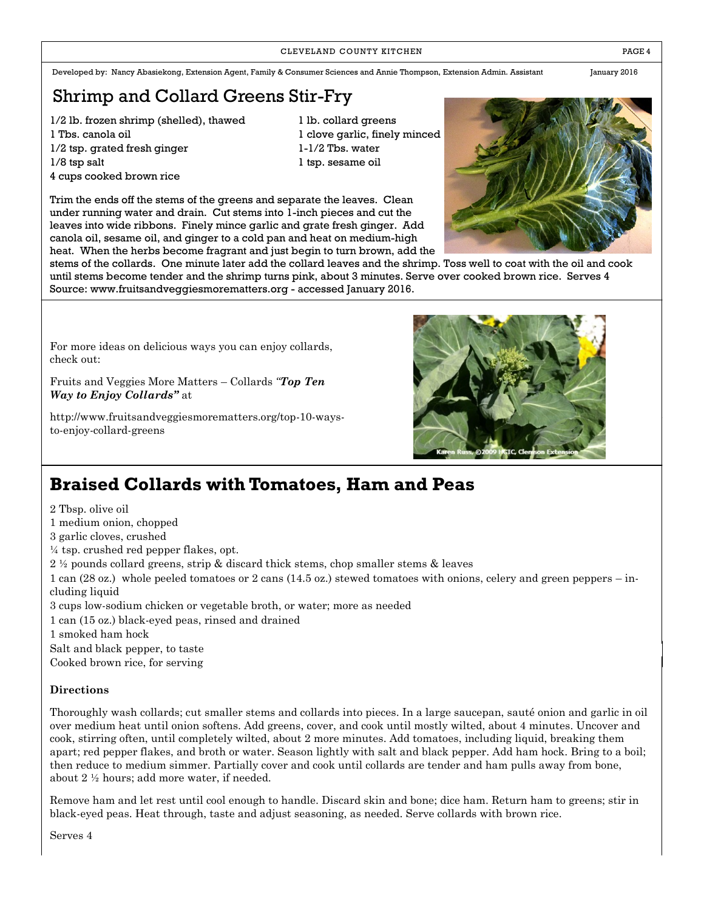Developed by: Nancy Abasiekong, Extension Agent, Family & Consumer Sciences and Annie Thompson, Extension Admin. Assistant January 2016

# Shrimp and Collard Greens Stir-Fry

1/2 lb. frozen shrimp (shelled), thawed
1 Tbs. canola oil
1/2 tsp. grated fresh ginger
1/8 tsp salt
4 cups cooked brown rice
1 lb. collard greens
1 clove garlic, finely minced
1-1/2 Tbs. water
1 tsp. sesame oil

Trim the ends off the stems of the greens and separate the leaves. Clean under running water and drain. Cut stems into 1-inch pieces and cut the leaves into wide ribbons. Finely mince garlic and grate fresh ginger. Add canola oil, sesame oil, and ginger to a cold pan and heat on medium-high heat. When the herbs become fragrant and just begin to turn brown, add the stems of the collards. One minute later add the collard leaves and the shrimp. Toss well to coat with the oil and cook until stems become tender and the shrimp turns pink, about 3 minutes. Serve over cooked brown rice. Serves 4
Source: www.fruitsandveggiesmorematters.org - accessed January 2016.

For more ideas on delicious ways you can enjoy collards, check out:

Fruits and Veggies More Matters – Collards ***"Top Ten Way to Enjoy Collards"*** at

http://www.fruitsandveggiesmorematters.org/top-10-ways-to-enjoy-collard-greens

Karen Russ, ©2009 HGIC, Clemson Extension

# Braised Collards with Tomatoes, Ham and Peas

2 Tbsp. olive oil
1 medium onion, chopped
3 garlic cloves, crushed
¼ tsp. crushed red pepper flakes, opt.
2 ½ pounds collard greens, strip & discard thick stems, chop smaller stems & leaves
1 can (28 oz.) whole peeled tomatoes or 2 cans (14.5 oz.) stewed tomatoes with onions, celery and green peppers – including liquid
3 cups low-sodium chicken or vegetable broth, or water; more as needed
1 can (15 oz.) black-eyed peas, rinsed and drained
1 smoked ham hock
Salt and black pepper, to taste
Cooked brown rice, for serving

**Directions**

Thoroughly wash collards; cut smaller stems and collards into pieces. In a large saucepan, sauté onion and garlic in oil over medium heat until onion softens. Add greens, cover, and cook until mostly wilted, about 4 minutes. Uncover and cook, stirring often, until completely wilted, about 2 more minutes. Add tomatoes, including liquid, breaking them apart; red pepper flakes, and broth or water. Season lightly with salt and black pepper. Add ham hock. Bring to a boil; then reduce to medium simmer. Partially cover and cook until collards are tender and ham pulls away from bone, about 2 ½ hours; add more water, if needed.

Remove ham and let rest until cool enough to handle. Discard skin and bone; dice ham. Return ham to greens; stir in black-eyed peas. Heat through, taste and adjust seasoning, as needed. Serve collards with brown rice.

Serves 4